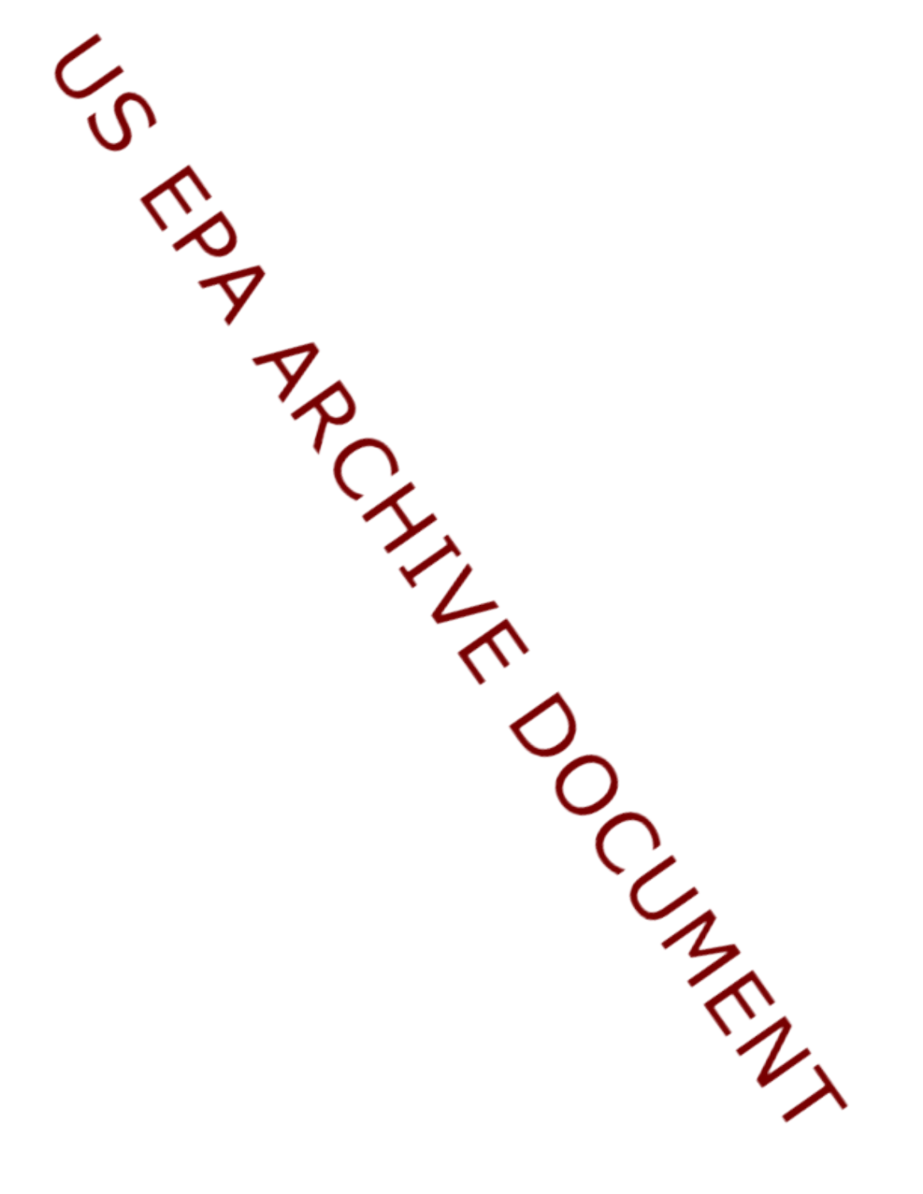US EPA ARCHIVE DOCUMENT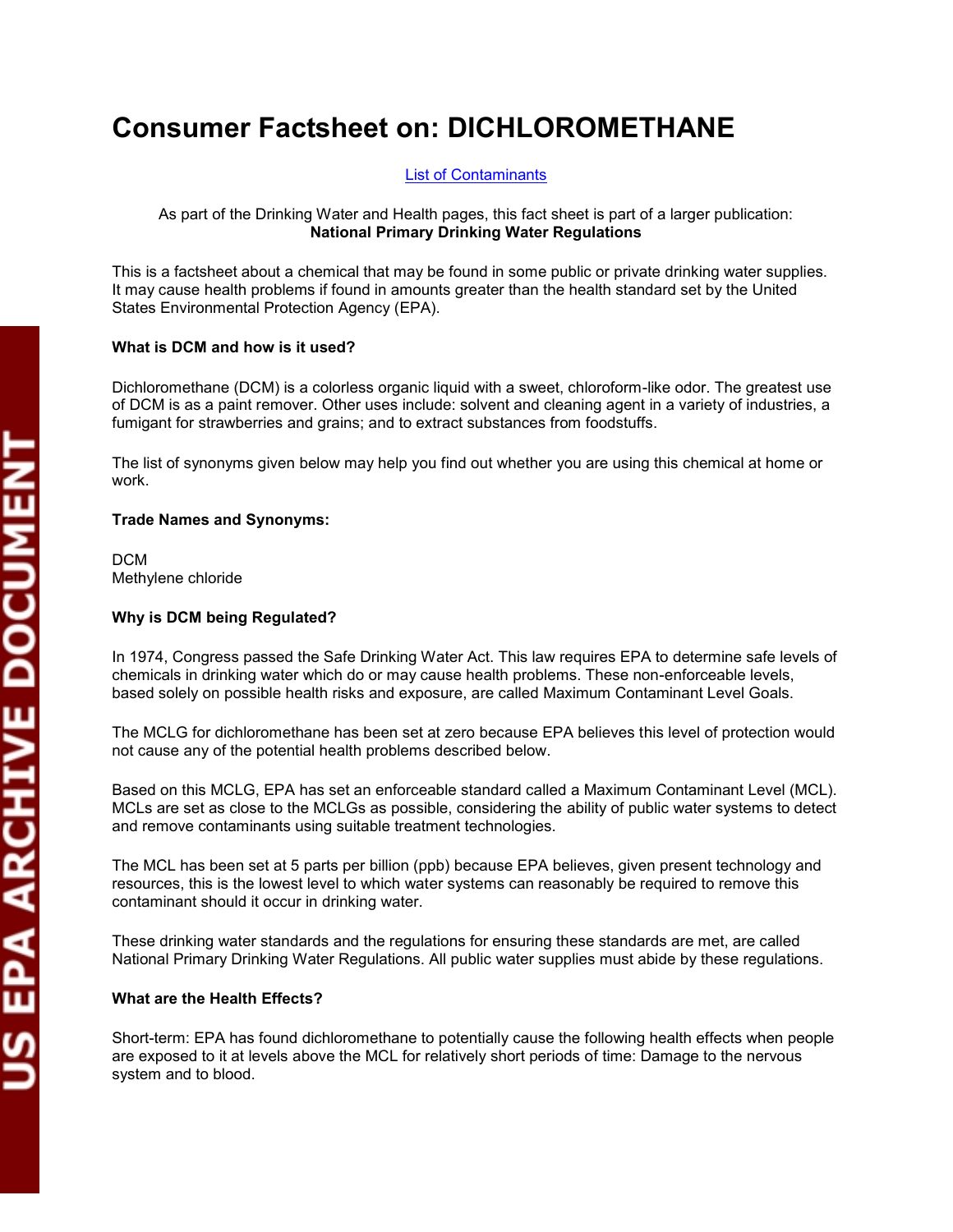# Consumer Factsheet on: DICHLOROMETHANE

[List of Contaminants]

As part of the Drinking Water and Health pages, this fact sheet is part of a larger publication:
**National Primary Drinking Water Regulations**

This is a factsheet about a chemical that may be found in some public or private drinking water supplies. It may cause health problems if found in amounts greater than the health standard set by the United States Environmental Protection Agency (EPA).

**What is DCM and how is it used?**

Dichloromethane (DCM) is a colorless organic liquid with a sweet, chloroform-like odor. The greatest use of DCM is as a paint remover. Other uses include: solvent and cleaning agent in a variety of industries, a fumigant for strawberries and grains; and to extract substances from foodstuffs.

The list of synonyms given below may help you find out whether you are using this chemical at home or work.

**Trade Names and Synonyms:**

DCM
Methylene chloride

**Why is DCM being Regulated?**

In 1974, Congress passed the Safe Drinking Water Act. This law requires EPA to determine safe levels of chemicals in drinking water which do or may cause health problems. These non-enforceable levels, based solely on possible health risks and exposure, are called Maximum Contaminant Level Goals.

The MCLG for dichloromethane has been set at zero because EPA believes this level of protection would not cause any of the potential health problems described below.

Based on this MCLG, EPA has set an enforceable standard called a Maximum Contaminant Level (MCL). MCLs are set as close to the MCLGs as possible, considering the ability of public water systems to detect and remove contaminants using suitable treatment technologies.

The MCL has been set at 5 parts per billion (ppb) because EPA believes, given present technology and resources, this is the lowest level to which water systems can reasonably be required to remove this contaminant should it occur in drinking water.

These drinking water standards and the regulations for ensuring these standards are met, are called National Primary Drinking Water Regulations. All public water supplies must abide by these regulations.

**What are the Health Effects?**

Short-term: EPA has found dichloromethane to potentially cause the following health effects when people are exposed to it at levels above the MCL for relatively short periods of time: Damage to the nervous system and to blood.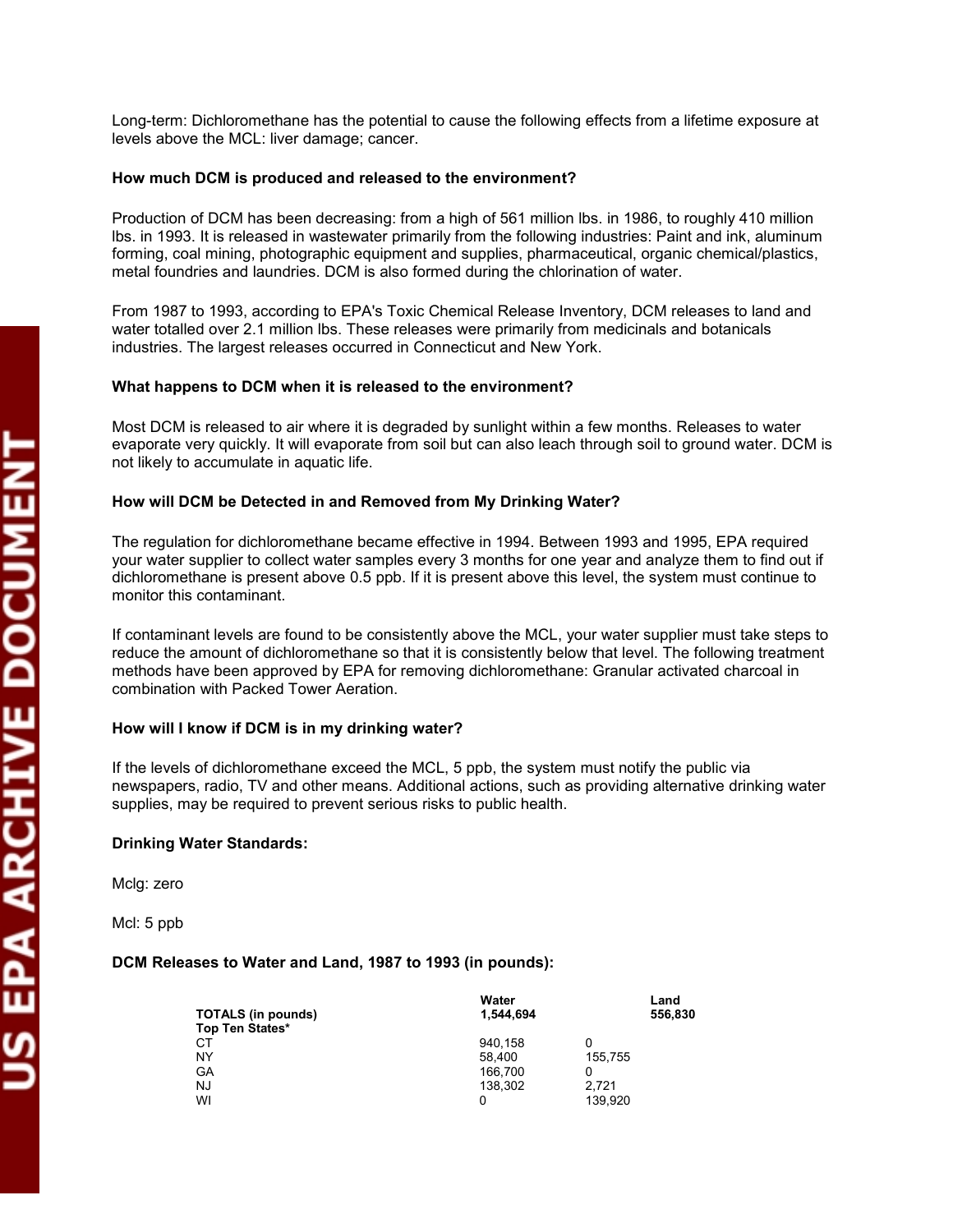Long-term: Dichloromethane has the potential to cause the following effects from a lifetime exposure at levels above the MCL: liver damage; cancer.

**How much DCM is produced and released to the environment?**

Production of DCM has been decreasing: from a high of 561 million lbs. in 1986, to roughly 410 million lbs. in 1993. It is released in wastewater primarily from the following industries: Paint and ink, aluminum forming, coal mining, photographic equipment and supplies, pharmaceutical, organic chemical/plastics, metal foundries and laundries. DCM is also formed during the chlorination of water.

From 1987 to 1993, according to EPA's Toxic Chemical Release Inventory, DCM releases to land and water totalled over 2.1 million lbs. These releases were primarily from medicinals and botanicals industries. The largest releases occurred in Connecticut and New York.

**What happens to DCM when it is released to the environment?**

Most DCM is released to air where it is degraded by sunlight within a few months. Releases to water evaporate very quickly. It will evaporate from soil but can also leach through soil to ground water. DCM is not likely to accumulate in aquatic life.

**How will DCM be Detected in and Removed from My Drinking Water?**

The regulation for dichloromethane became effective in 1994. Between 1993 and 1995, EPA required your water supplier to collect water samples every 3 months for one year and analyze them to find out if dichloromethane is present above 0.5 ppb. If it is present above this level, the system must continue to monitor this contaminant.

If contaminant levels are found to be consistently above the MCL, your water supplier must take steps to reduce the amount of dichloromethane so that it is consistently below that level. The following treatment methods have been approved by EPA for removing dichloromethane: Granular activated charcoal in combination with Packed Tower Aeration.

**How will I know if DCM is in my drinking water?**

If the levels of dichloromethane exceed the MCL, 5 ppb, the system must notify the public via newspapers, radio, TV and other means. Additional actions, such as providing alternative drinking water supplies, may be required to prevent serious risks to public health.

**Drinking Water Standards:**

Mclg: zero

Mcl: 5 ppb

**DCM Releases to Water and Land, 1987 to 1993 (in pounds):**

| | Water | Land |
|---|---|---|
| **TOTALS (in pounds)** | **1,544,694** | **556,830** |
| **Top Ten States*** | | |
| CT | 940,158 | 0 |
| NY | 58,400 | 155,755 |
| GA | 166,700 | 0 |
| NJ | 138,302 | 2,721 |
| WI | 0 | 139,920 |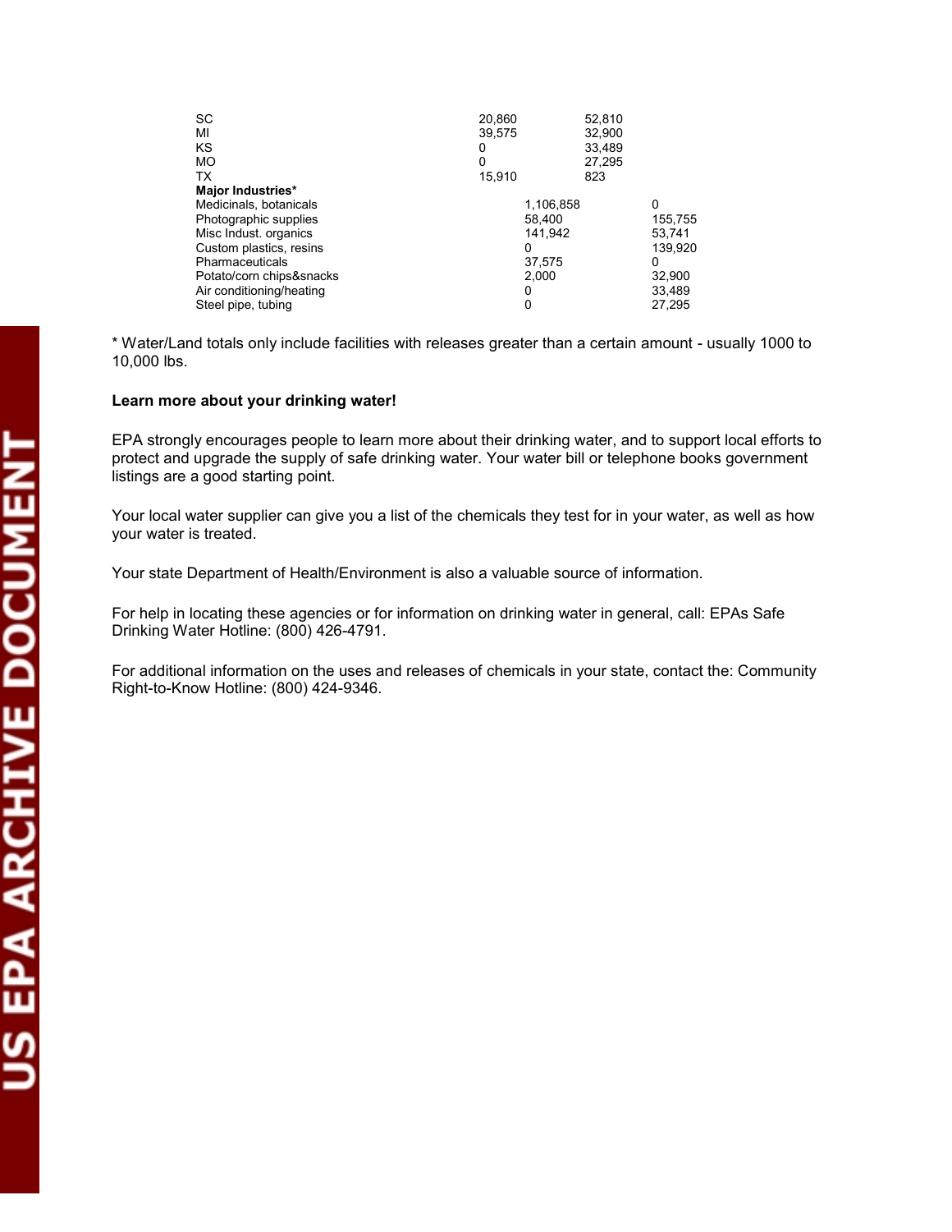| | | |
|---|---|---|
| SC | 20,860 | 52,810 |
| MI | 39,575 | 32,900 |
| KS | 0 | 33,489 |
| MO | 0 | 27,295 |
| TX | 15,910 | 823 |
| **Major Industries*** | | |
| Medicinals, botanicals | 1,106,858 | 0 |
| Photographic supplies | 58,400 | 155,755 |
| Misc Indust. organics | 141,942 | 53,741 |
| Custom plastics, resins | 0 | 139,920 |
| Pharmaceuticals | 37,575 | 0 |
| Potato/corn chips&snacks | 2,000 | 32,900 |
| Air conditioning/heating | 0 | 33,489 |
| Steel pipe, tubing | 0 | 27,295 |

* Water/Land totals only include facilities with releases greater than a certain amount - usually 1000 to 10,000 lbs.

**Learn more about your drinking water!**

EPA strongly encourages people to learn more about their drinking water, and to support local efforts to protect and upgrade the supply of safe drinking water. Your water bill or telephone books government listings are a good starting point.

Your local water supplier can give you a list of the chemicals they test for in your water, as well as how your water is treated.

Your state Department of Health/Environment is also a valuable source of information.

For help in locating these agencies or for information on drinking water in general, call: EPAs Safe Drinking Water Hotline: (800) 426-4791.

For additional information on the uses and releases of chemicals in your state, contact the: Community Right-to-Know Hotline: (800) 424-9346.